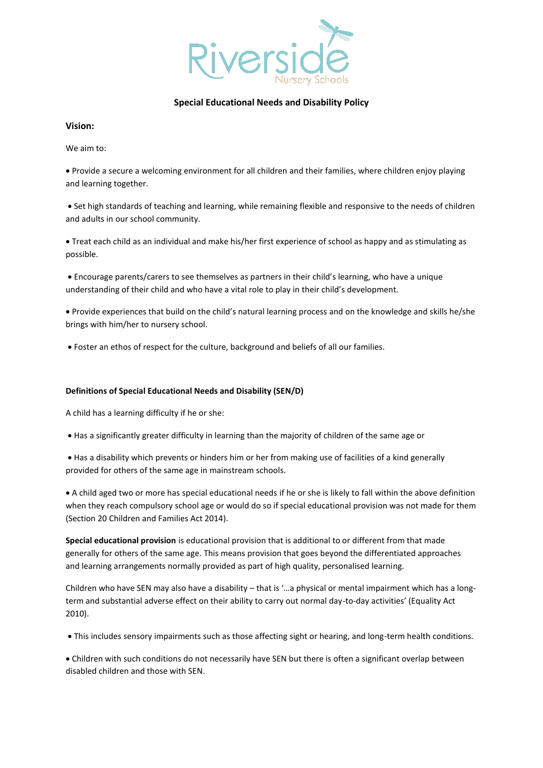# Special Educational Needs and Disability Policy

## Vision:

We aim to:

- Provide a secure a welcoming environment for all children and their families, where children enjoy playing and learning together.
- Set high standards of teaching and learning, while remaining flexible and responsive to the needs of children and adults in our school community.
- Treat each child as an individual and make his/her first experience of school as happy and as stimulating as possible.
- Encourage parents/carers to see themselves as partners in their child's learning, who have a unique understanding of their child and who have a vital role to play in their child's development.
- Provide experiences that build on the child's natural learning process and on the knowledge and skills he/she brings with him/her to nursery school.
- Foster an ethos of respect for the culture, background and beliefs of all our families.

### Definitions of Special Educational Needs and Disability (SEN/D)

A child has a learning difficulty if he or she:

- Has a significantly greater difficulty in learning than the majority of children of the same age or
- Has a disability which prevents or hinders him or her from making use of facilities of a kind generally provided for others of the same age in mainstream schools.
- A child aged two or more has special educational needs if he or she is likely to fall within the above definition when they reach compulsory school age or would do so if special educational provision was not made for them (Section 20 Children and Families Act 2014).

**Special educational provision** is educational provision that is additional to or different from that made generally for others of the same age. This means provision that goes beyond the differentiated approaches and learning arrangements normally provided as part of high quality, personalised learning.

Children who have SEN may also have a disability – that is '…a physical or mental impairment which has a long-term and substantial adverse effect on their ability to carry out normal day-to-day activities' (Equality Act 2010).

- This includes sensory impairments such as those affecting sight or hearing, and long-term health conditions.
- Children with such conditions do not necessarily have SEN but there is often a significant overlap between disabled children and those with SEN.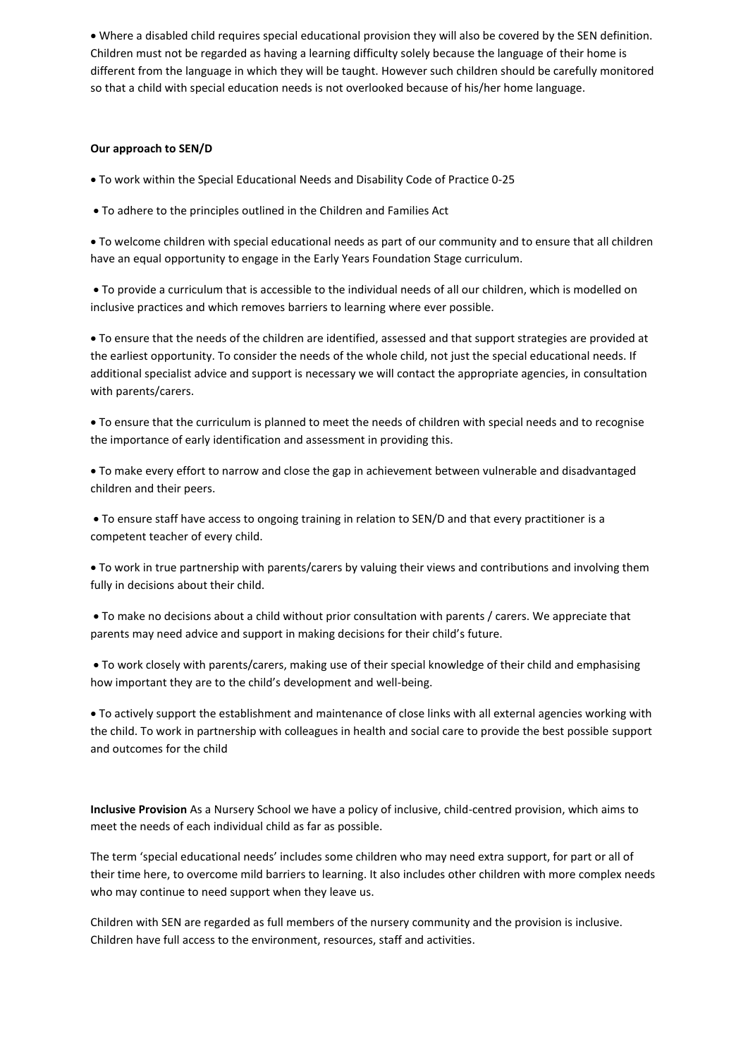- Where a disabled child requires special educational provision they will also be covered by the SEN definition. Children must not be regarded as having a learning difficulty solely because the language of their home is different from the language in which they will be taught. However such children should be carefully monitored so that a child with special education needs is not overlooked because of his/her home language.

**Our approach to SEN/D**

- To work within the Special Educational Needs and Disability Code of Practice 0-25
- To adhere to the principles outlined in the Children and Families Act
- To welcome children with special educational needs as part of our community and to ensure that all children have an equal opportunity to engage in the Early Years Foundation Stage curriculum.
- To provide a curriculum that is accessible to the individual needs of all our children, which is modelled on inclusive practices and which removes barriers to learning where ever possible.
- To ensure that the needs of the children are identified, assessed and that support strategies are provided at the earliest opportunity. To consider the needs of the whole child, not just the special educational needs. If additional specialist advice and support is necessary we will contact the appropriate agencies, in consultation with parents/carers.
- To ensure that the curriculum is planned to meet the needs of children with special needs and to recognise the importance of early identification and assessment in providing this.
- To make every effort to narrow and close the gap in achievement between vulnerable and disadvantaged children and their peers.
- To ensure staff have access to ongoing training in relation to SEN/D and that every practitioner is a competent teacher of every child.
- To work in true partnership with parents/carers by valuing their views and contributions and involving them fully in decisions about their child.
- To make no decisions about a child without prior consultation with parents / carers. We appreciate that parents may need advice and support in making decisions for their child's future.
- To work closely with parents/carers, making use of their special knowledge of their child and emphasising how important they are to the child's development and well-being.
- To actively support the establishment and maintenance of close links with all external agencies working with the child. To work in partnership with colleagues in health and social care to provide the best possible support and outcomes for the child

**Inclusive Provision** As a Nursery School we have a policy of inclusive, child-centred provision, which aims to meet the needs of each individual child as far as possible.

The term 'special educational needs' includes some children who may need extra support, for part or all of their time here, to overcome mild barriers to learning. It also includes other children with more complex needs who may continue to need support when they leave us.

Children with SEN are regarded as full members of the nursery community and the provision is inclusive. Children have full access to the environment, resources, staff and activities.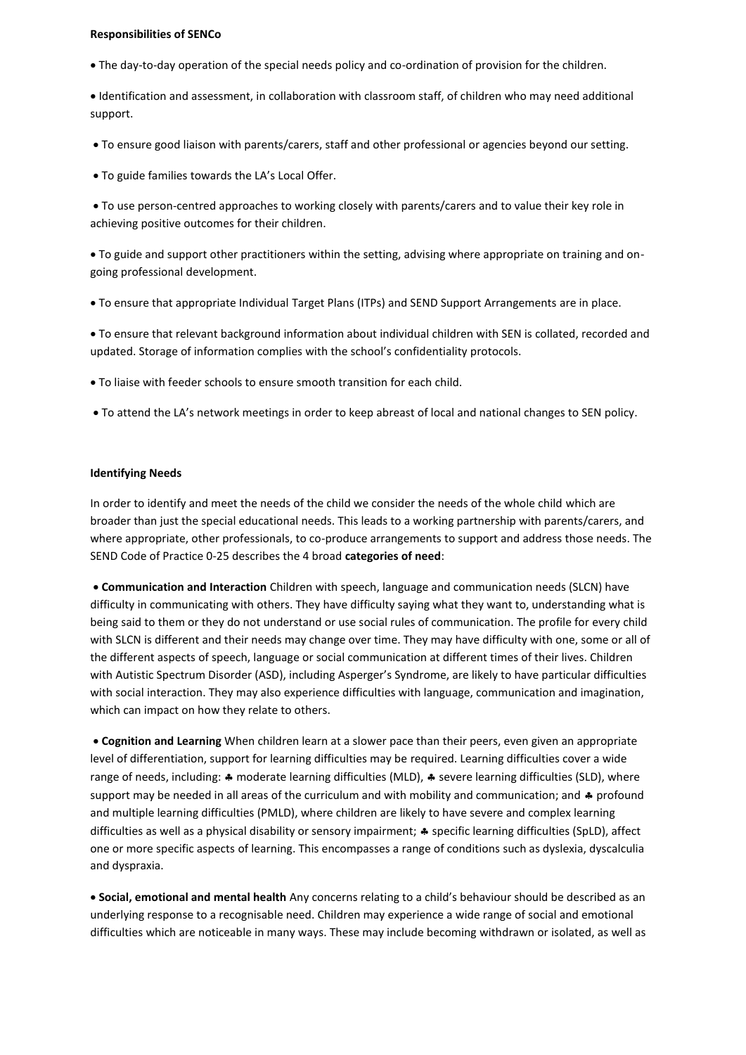**Responsibilities of SENCo**

- The day-to-day operation of the special needs policy and co-ordination of provision for the children.
- Identification and assessment, in collaboration with classroom staff, of children who may need additional support.
- To ensure good liaison with parents/carers, staff and other professional or agencies beyond our setting.
- To guide families towards the LA's Local Offer.
- To use person-centred approaches to working closely with parents/carers and to value their key role in achieving positive outcomes for their children.
- To guide and support other practitioners within the setting, advising where appropriate on training and on-going professional development.
- To ensure that appropriate Individual Target Plans (ITPs) and SEND Support Arrangements are in place.
- To ensure that relevant background information about individual children with SEN is collated, recorded and updated. Storage of information complies with the school's confidentiality protocols.
- To liaise with feeder schools to ensure smooth transition for each child.
- To attend the LA's network meetings in order to keep abreast of local and national changes to SEN policy.

**Identifying Needs**

In order to identify and meet the needs of the child we consider the needs of the whole child which are broader than just the special educational needs. This leads to a working partnership with parents/carers, and where appropriate, other professionals, to co-produce arrangements to support and address those needs. The SEND Code of Practice 0-25 describes the 4 broad **categories of need**:

- **Communication and Interaction** Children with speech, language and communication needs (SLCN) have difficulty in communicating with others. They have difficulty saying what they want to, understanding what is being said to them or they do not understand or use social rules of communication. The profile for every child with SLCN is different and their needs may change over time. They may have difficulty with one, some or all of the different aspects of speech, language or social communication at different times of their lives. Children with Autistic Spectrum Disorder (ASD), including Asperger's Syndrome, are likely to have particular difficulties with social interaction. They may also experience difficulties with language, communication and imagination, which can impact on how they relate to others.
- **Cognition and Learning** When children learn at a slower pace than their peers, even given an appropriate level of differentiation, support for learning difficulties may be required. Learning difficulties cover a wide range of needs, including: ♣ moderate learning difficulties (MLD), ♣ severe learning difficulties (SLD), where support may be needed in all areas of the curriculum and with mobility and communication; and ♣ profound and multiple learning difficulties (PMLD), where children are likely to have severe and complex learning difficulties as well as a physical disability or sensory impairment; ♣ specific learning difficulties (SpLD), affect one or more specific aspects of learning. This encompasses a range of conditions such as dyslexia, dyscalculia and dyspraxia.
- **Social, emotional and mental health** Any concerns relating to a child's behaviour should be described as an underlying response to a recognisable need. Children may experience a wide range of social and emotional difficulties which are noticeable in many ways. These may include becoming withdrawn or isolated, as well as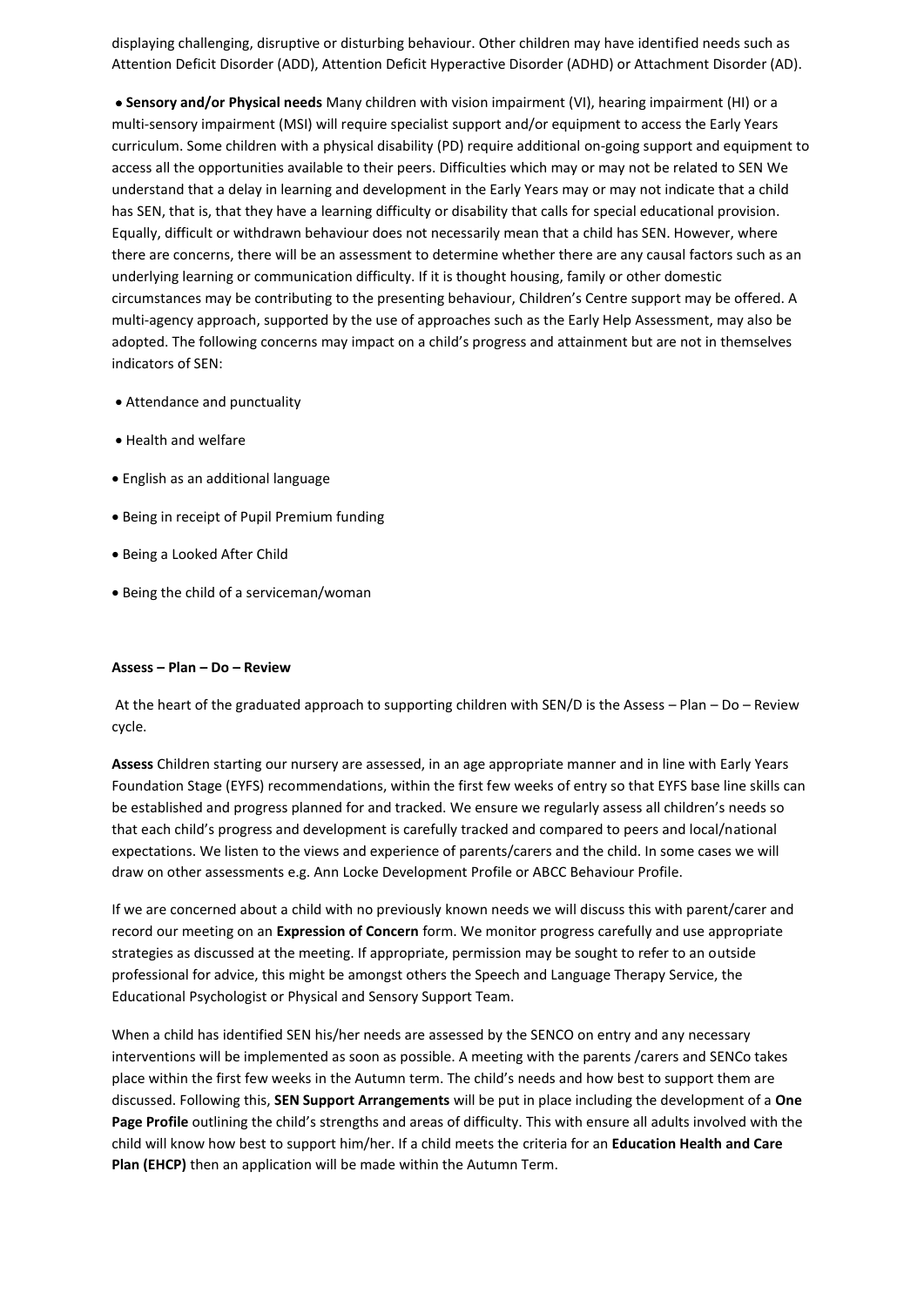displaying challenging, disruptive or disturbing behaviour. Other children may have identified needs such as Attention Deficit Disorder (ADD), Attention Deficit Hyperactive Disorder (ADHD) or Attachment Disorder (AD).

- **Sensory and/or Physical needs** Many children with vision impairment (VI), hearing impairment (HI) or a multi-sensory impairment (MSI) will require specialist support and/or equipment to access the Early Years curriculum. Some children with a physical disability (PD) require additional on-going support and equipment to access all the opportunities available to their peers. Difficulties which may or may not be related to SEN We understand that a delay in learning and development in the Early Years may or may not indicate that a child has SEN, that is, that they have a learning difficulty or disability that calls for special educational provision. Equally, difficult or withdrawn behaviour does not necessarily mean that a child has SEN. However, where there are concerns, there will be an assessment to determine whether there are any causal factors such as an underlying learning or communication difficulty. If it is thought housing, family or other domestic circumstances may be contributing to the presenting behaviour, Children's Centre support may be offered. A multi-agency approach, supported by the use of approaches such as the Early Help Assessment, may also be adopted. The following concerns may impact on a child's progress and attainment but are not in themselves indicators of SEN:

- Attendance and punctuality
- Health and welfare
- English as an additional language
- Being in receipt of Pupil Premium funding
- Being a Looked After Child
- Being the child of a serviceman/woman

**Assess – Plan – Do – Review**

At the heart of the graduated approach to supporting children with SEN/D is the Assess – Plan – Do – Review cycle.

**Assess** Children starting our nursery are assessed, in an age appropriate manner and in line with Early Years Foundation Stage (EYFS) recommendations, within the first few weeks of entry so that EYFS base line skills can be established and progress planned for and tracked. We ensure we regularly assess all children's needs so that each child's progress and development is carefully tracked and compared to peers and local/national expectations. We listen to the views and experience of parents/carers and the child. In some cases we will draw on other assessments e.g. Ann Locke Development Profile or ABCC Behaviour Profile.

If we are concerned about a child with no previously known needs we will discuss this with parent/carer and record our meeting on an **Expression of Concern** form. We monitor progress carefully and use appropriate strategies as discussed at the meeting. If appropriate, permission may be sought to refer to an outside professional for advice, this might be amongst others the Speech and Language Therapy Service, the Educational Psychologist or Physical and Sensory Support Team.

When a child has identified SEN his/her needs are assessed by the SENCO on entry and any necessary interventions will be implemented as soon as possible. A meeting with the parents /carers and SENCo takes place within the first few weeks in the Autumn term. The child's needs and how best to support them are discussed. Following this, **SEN Support Arrangements** will be put in place including the development of a **One Page Profile** outlining the child's strengths and areas of difficulty. This with ensure all adults involved with the child will know how best to support him/her. If a child meets the criteria for an **Education Health and Care Plan (EHCP)** then an application will be made within the Autumn Term.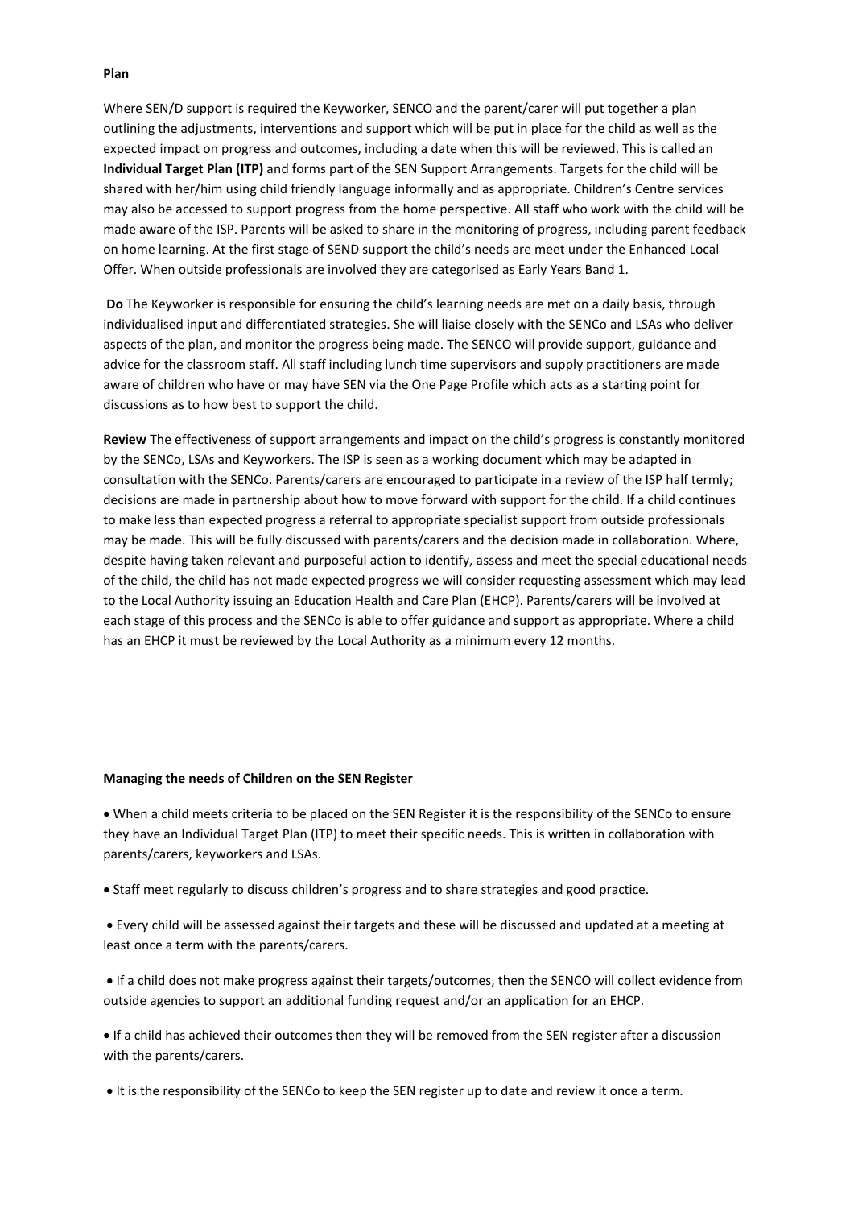**Plan**

Where SEN/D support is required the Keyworker, SENCO and the parent/carer will put together a plan outlining the adjustments, interventions and support which will be put in place for the child as well as the expected impact on progress and outcomes, including a date when this will be reviewed. This is called an **Individual Target Plan (ITP)** and forms part of the SEN Support Arrangements. Targets for the child will be shared with her/him using child friendly language informally and as appropriate. Children's Centre services may also be accessed to support progress from the home perspective. All staff who work with the child will be made aware of the ISP. Parents will be asked to share in the monitoring of progress, including parent feedback on home learning. At the first stage of SEND support the child's needs are meet under the Enhanced Local Offer. When outside professionals are involved they are categorised as Early Years Band 1.

**Do** The Keyworker is responsible for ensuring the child's learning needs are met on a daily basis, through individualised input and differentiated strategies. She will liaise closely with the SENCo and LSAs who deliver aspects of the plan, and monitor the progress being made. The SENCO will provide support, guidance and advice for the classroom staff. All staff including lunch time supervisors and supply practitioners are made aware of children who have or may have SEN via the One Page Profile which acts as a starting point for discussions as to how best to support the child.

**Review** The effectiveness of support arrangements and impact on the child's progress is constantly monitored by the SENCo, LSAs and Keyworkers. The ISP is seen as a working document which may be adapted in consultation with the SENCo. Parents/carers are encouraged to participate in a review of the ISP half termly; decisions are made in partnership about how to move forward with support for the child. If a child continues to make less than expected progress a referral to appropriate specialist support from outside professionals may be made. This will be fully discussed with parents/carers and the decision made in collaboration. Where, despite having taken relevant and purposeful action to identify, assess and meet the special educational needs of the child, the child has not made expected progress we will consider requesting assessment which may lead to the Local Authority issuing an Education Health and Care Plan (EHCP). Parents/carers will be involved at each stage of this process and the SENCo is able to offer guidance and support as appropriate. Where a child has an EHCP it must be reviewed by the Local Authority as a minimum every 12 months.

**Managing the needs of Children on the SEN Register**

- When a child meets criteria to be placed on the SEN Register it is the responsibility of the SENCo to ensure they have an Individual Target Plan (ITP) to meet their specific needs. This is written in collaboration with parents/carers, keyworkers and LSAs.
- Staff meet regularly to discuss children's progress and to share strategies and good practice.
- Every child will be assessed against their targets and these will be discussed and updated at a meeting at least once a term with the parents/carers.
- If a child does not make progress against their targets/outcomes, then the SENCO will collect evidence from outside agencies to support an additional funding request and/or an application for an EHCP.
- If a child has achieved their outcomes then they will be removed from the SEN register after a discussion with the parents/carers.
- It is the responsibility of the SENCo to keep the SEN register up to date and review it once a term.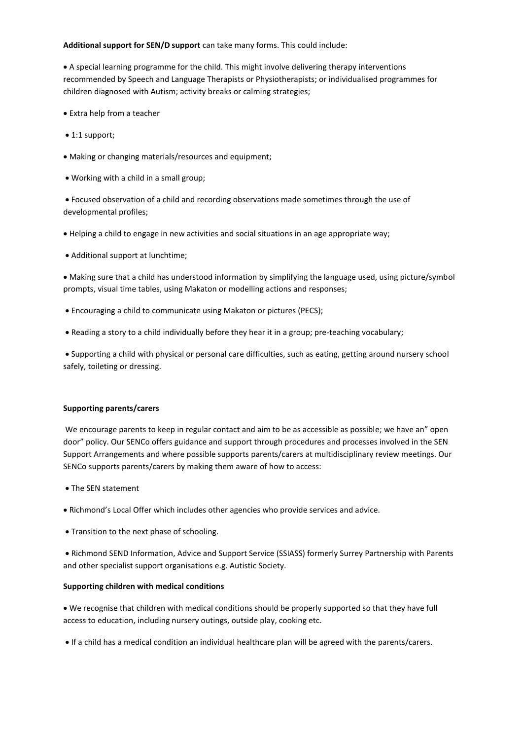**Additional support for SEN/D support** can take many forms. This could include:

- A special learning programme for the child. This might involve delivering therapy interventions recommended by Speech and Language Therapists or Physiotherapists; or individualised programmes for children diagnosed with Autism; activity breaks or calming strategies;
- Extra help from a teacher
- 1:1 support;
- Making or changing materials/resources and equipment;
- Working with a child in a small group;
- Focused observation of a child and recording observations made sometimes through the use of developmental profiles;
- Helping a child to engage in new activities and social situations in an age appropriate way;
- Additional support at lunchtime;
- Making sure that a child has understood information by simplifying the language used, using picture/symbol prompts, visual time tables, using Makaton or modelling actions and responses;
- Encouraging a child to communicate using Makaton or pictures (PECS);
- Reading a story to a child individually before they hear it in a group; pre-teaching vocabulary;
- Supporting a child with physical or personal care difficulties, such as eating, getting around nursery school safely, toileting or dressing.

**Supporting parents/carers**

We encourage parents to keep in regular contact and aim to be as accessible as possible; we have an" open door" policy. Our SENCo offers guidance and support through procedures and processes involved in the SEN Support Arrangements and where possible supports parents/carers at multidisciplinary review meetings. Our SENCo supports parents/carers by making them aware of how to access:

- The SEN statement
- Richmond's Local Offer which includes other agencies who provide services and advice.
- Transition to the next phase of schooling.
- Richmond SEND Information, Advice and Support Service (SSIASS) formerly Surrey Partnership with Parents and other specialist support organisations e.g. Autistic Society.

**Supporting children with medical conditions**

- We recognise that children with medical conditions should be properly supported so that they have full access to education, including nursery outings, outside play, cooking etc.
- If a child has a medical condition an individual healthcare plan will be agreed with the parents/carers.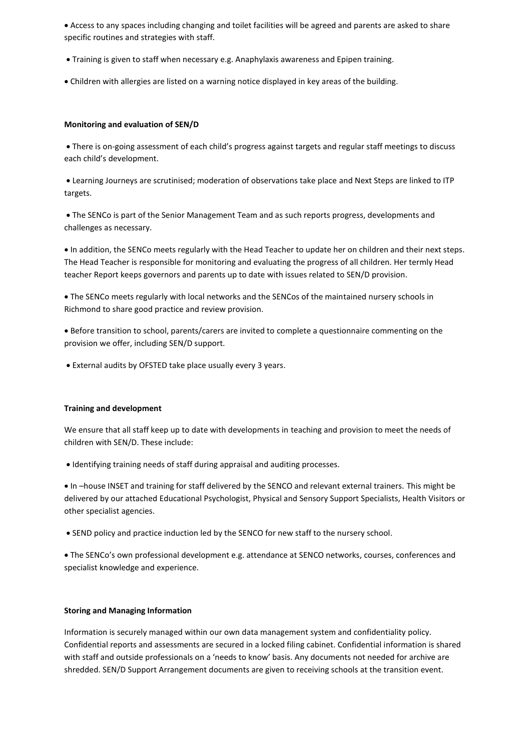- Access to any spaces including changing and toilet facilities will be agreed and parents are asked to share specific routines and strategies with staff.
- Training is given to staff when necessary e.g. Anaphylaxis awareness and Epipen training.
- Children with allergies are listed on a warning notice displayed in key areas of the building.

**Monitoring and evaluation of SEN/D**

- There is on-going assessment of each child's progress against targets and regular staff meetings to discuss each child's development.
- Learning Journeys are scrutinised; moderation of observations take place and Next Steps are linked to ITP targets.
- The SENCo is part of the Senior Management Team and as such reports progress, developments and challenges as necessary.
- In addition, the SENCo meets regularly with the Head Teacher to update her on children and their next steps. The Head Teacher is responsible for monitoring and evaluating the progress of all children. Her termly Head teacher Report keeps governors and parents up to date with issues related to SEN/D provision.
- The SENCo meets regularly with local networks and the SENCos of the maintained nursery schools in Richmond to share good practice and review provision.
- Before transition to school, parents/carers are invited to complete a questionnaire commenting on the provision we offer, including SEN/D support.
- External audits by OFSTED take place usually every 3 years.

**Training and development**

We ensure that all staff keep up to date with developments in teaching and provision to meet the needs of children with SEN/D. These include:

- Identifying training needs of staff during appraisal and auditing processes.
- In –house INSET and training for staff delivered by the SENCO and relevant external trainers. This might be delivered by our attached Educational Psychologist, Physical and Sensory Support Specialists, Health Visitors or other specialist agencies.
- SEND policy and practice induction led by the SENCO for new staff to the nursery school.
- The SENCo's own professional development e.g. attendance at SENCO networks, courses, conferences and specialist knowledge and experience.

**Storing and Managing Information**

Information is securely managed within our own data management system and confidentiality policy. Confidential reports and assessments are secured in a locked filing cabinet. Confidential information is shared with staff and outside professionals on a 'needs to know' basis. Any documents not needed for archive are shredded. SEN/D Support Arrangement documents are given to receiving schools at the transition event.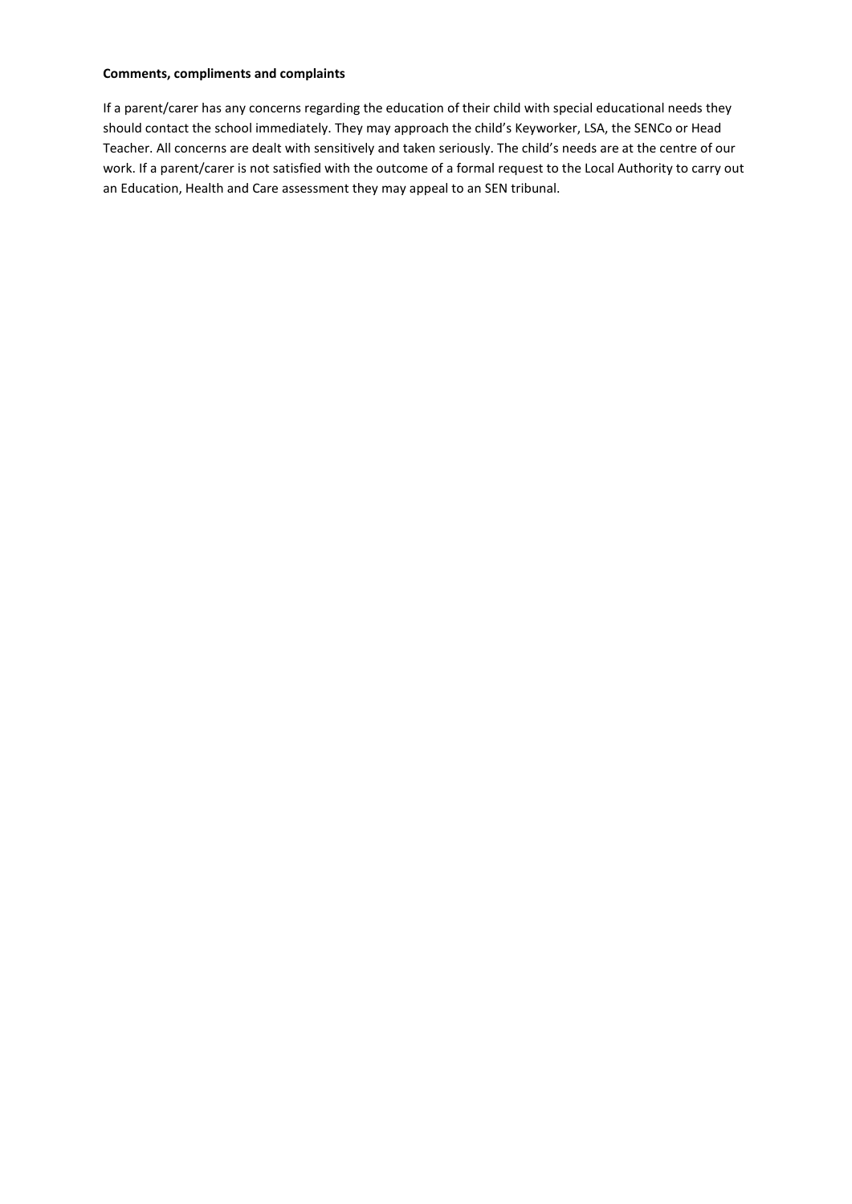**Comments, compliments and complaints**

If a parent/carer has any concerns regarding the education of their child with special educational needs they should contact the school immediately. They may approach the child's Keyworker, LSA, the SENCo or Head Teacher. All concerns are dealt with sensitively and taken seriously. The child's needs are at the centre of our work. If a parent/carer is not satisfied with the outcome of a formal request to the Local Authority to carry out an Education, Health and Care assessment they may appeal to an SEN tribunal.